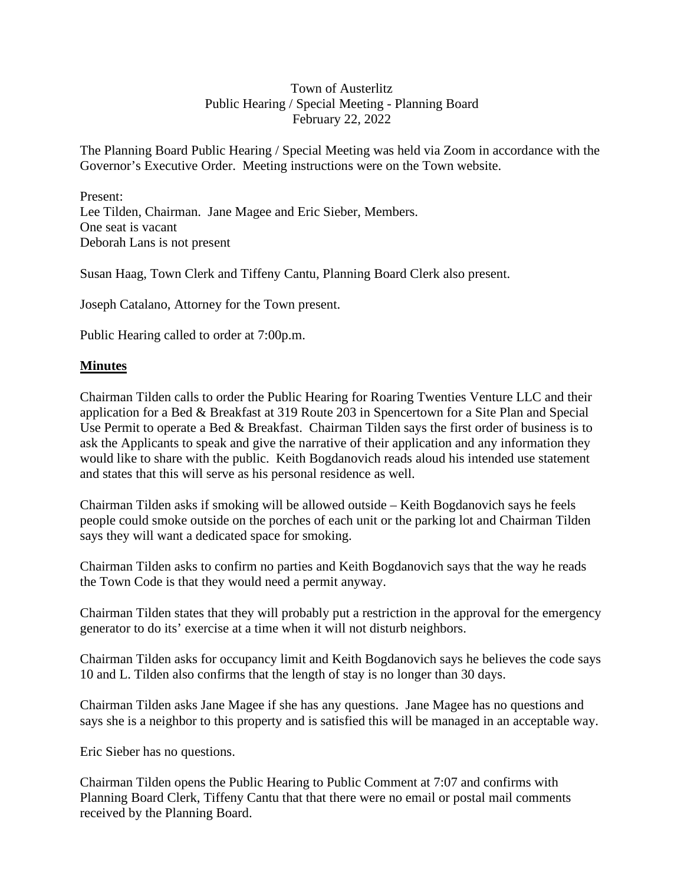Town of Austerlitz
Public Hearing / Special Meeting - Planning Board
February 22, 2022

The Planning Board Public Hearing / Special Meeting was held via Zoom in accordance with the Governor's Executive Order. Meeting instructions were on the Town website.

Present:
Lee Tilden, Chairman. Jane Magee and Eric Sieber, Members.
One seat is vacant
Deborah Lans is not present

Susan Haag, Town Clerk and Tiffeny Cantu, Planning Board Clerk also present.

Joseph Catalano, Attorney for the Town present.

Public Hearing called to order at 7:00p.m.

## Minutes

Chairman Tilden calls to order the Public Hearing for Roaring Twenties Venture LLC and their application for a Bed & Breakfast at 319 Route 203 in Spencertown for a Site Plan and Special Use Permit to operate a Bed & Breakfast. Chairman Tilden says the first order of business is to ask the Applicants to speak and give the narrative of their application and any information they would like to share with the public. Keith Bogdanovich reads aloud his intended use statement and states that this will serve as his personal residence as well.

Chairman Tilden asks if smoking will be allowed outside – Keith Bogdanovich says he feels people could smoke outside on the porches of each unit or the parking lot and Chairman Tilden says they will want a dedicated space for smoking.

Chairman Tilden asks to confirm no parties and Keith Bogdanovich says that the way he reads the Town Code is that they would need a permit anyway.

Chairman Tilden states that they will probably put a restriction in the approval for the emergency generator to do its' exercise at a time when it will not disturb neighbors.

Chairman Tilden asks for occupancy limit and Keith Bogdanovich says he believes the code says 10 and L. Tilden also confirms that the length of stay is no longer than 30 days.

Chairman Tilden asks Jane Magee if she has any questions. Jane Magee has no questions and says she is a neighbor to this property and is satisfied this will be managed in an acceptable way.

Eric Sieber has no questions.

Chairman Tilden opens the Public Hearing to Public Comment at 7:07 and confirms with Planning Board Clerk, Tiffeny Cantu that that there were no email or postal mail comments received by the Planning Board.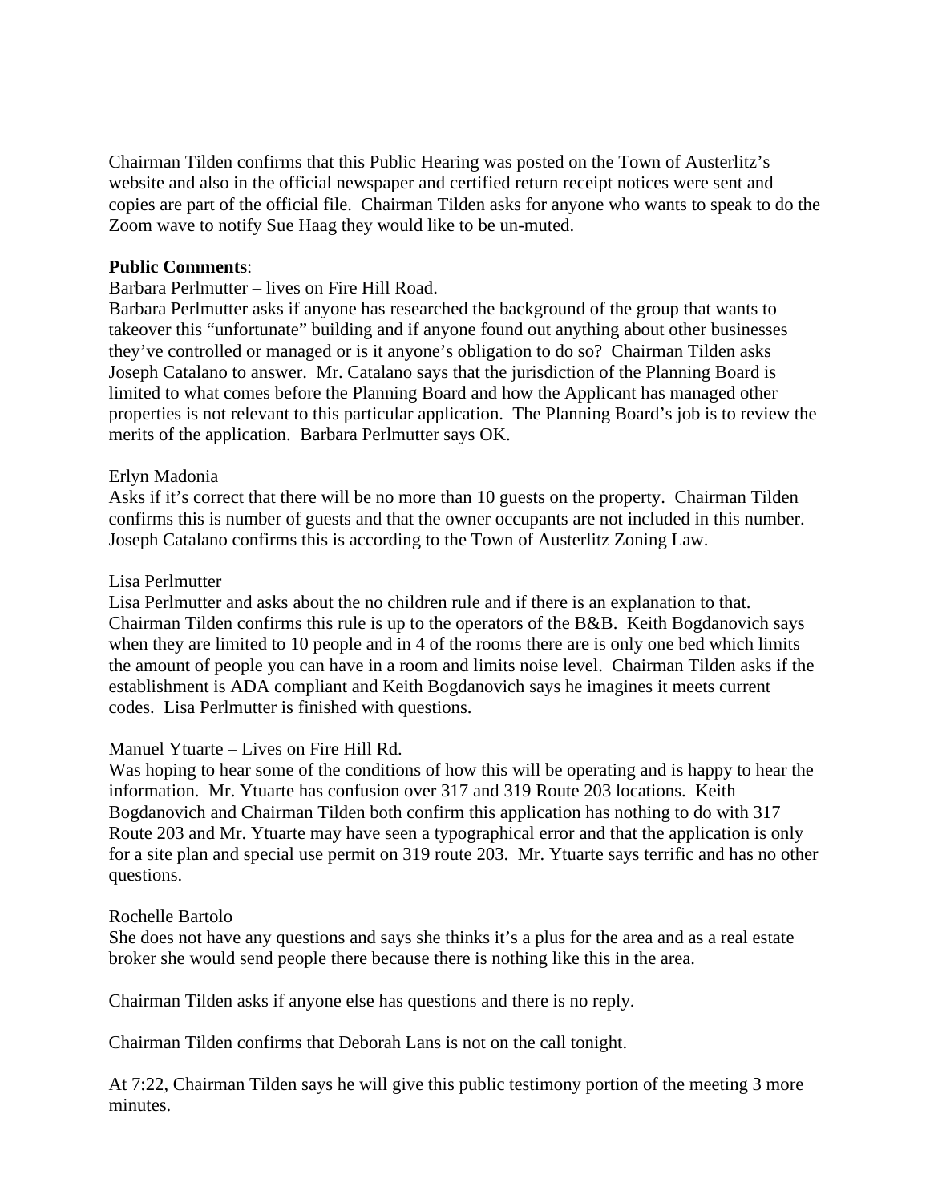Chairman Tilden confirms that this Public Hearing was posted on the Town of Austerlitz's website and also in the official newspaper and certified return receipt notices were sent and copies are part of the official file. Chairman Tilden asks for anyone who wants to speak to do the Zoom wave to notify Sue Haag they would like to be un-muted.

**Public Comments**:

Barbara Perlmutter – lives on Fire Hill Road.

Barbara Perlmutter asks if anyone has researched the background of the group that wants to takeover this "unfortunate" building and if anyone found out anything about other businesses they've controlled or managed or is it anyone's obligation to do so? Chairman Tilden asks Joseph Catalano to answer. Mr. Catalano says that the jurisdiction of the Planning Board is limited to what comes before the Planning Board and how the Applicant has managed other properties is not relevant to this particular application. The Planning Board's job is to review the merits of the application. Barbara Perlmutter says OK.

Erlyn Madonia

Asks if it's correct that there will be no more than 10 guests on the property. Chairman Tilden confirms this is number of guests and that the owner occupants are not included in this number. Joseph Catalano confirms this is according to the Town of Austerlitz Zoning Law.

Lisa Perlmutter

Lisa Perlmutter and asks about the no children rule and if there is an explanation to that. Chairman Tilden confirms this rule is up to the operators of the B&B. Keith Bogdanovich says when they are limited to 10 people and in 4 of the rooms there are is only one bed which limits the amount of people you can have in a room and limits noise level. Chairman Tilden asks if the establishment is ADA compliant and Keith Bogdanovich says he imagines it meets current codes. Lisa Perlmutter is finished with questions.

Manuel Ytuarte – Lives on Fire Hill Rd.

Was hoping to hear some of the conditions of how this will be operating and is happy to hear the information. Mr. Ytuarte has confusion over 317 and 319 Route 203 locations. Keith Bogdanovich and Chairman Tilden both confirm this application has nothing to do with 317 Route 203 and Mr. Ytuarte may have seen a typographical error and that the application is only for a site plan and special use permit on 319 route 203. Mr. Ytuarte says terrific and has no other questions.

Rochelle Bartolo

She does not have any questions and says she thinks it's a plus for the area and as a real estate broker she would send people there because there is nothing like this in the area.

Chairman Tilden asks if anyone else has questions and there is no reply.

Chairman Tilden confirms that Deborah Lans is not on the call tonight.

At 7:22, Chairman Tilden says he will give this public testimony portion of the meeting 3 more minutes.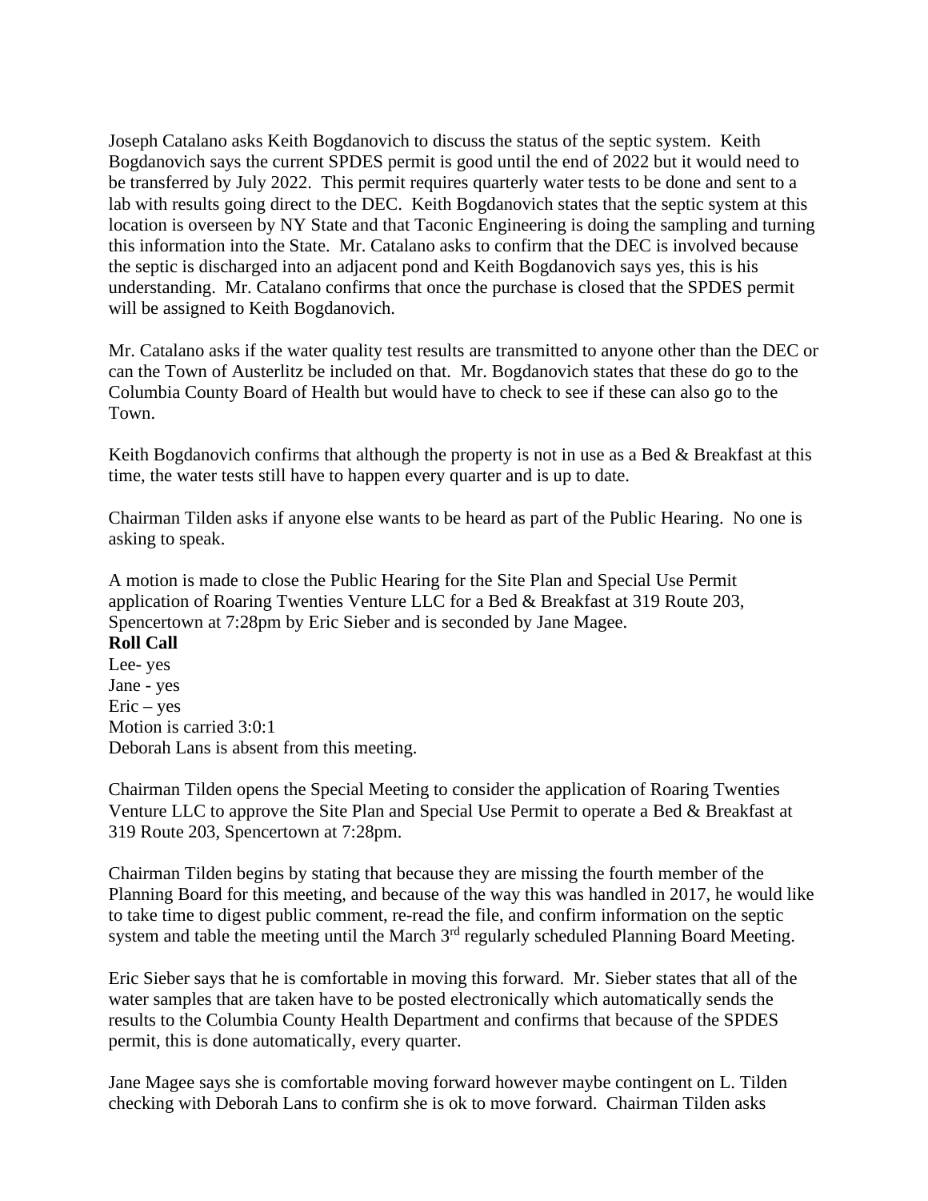Joseph Catalano asks Keith Bogdanovich to discuss the status of the septic system. Keith Bogdanovich says the current SPDES permit is good until the end of 2022 but it would need to be transferred by July 2022. This permit requires quarterly water tests to be done and sent to a lab with results going direct to the DEC. Keith Bogdanovich states that the septic system at this location is overseen by NY State and that Taconic Engineering is doing the sampling and turning this information into the State. Mr. Catalano asks to confirm that the DEC is involved because the septic is discharged into an adjacent pond and Keith Bogdanovich says yes, this is his understanding. Mr. Catalano confirms that once the purchase is closed that the SPDES permit will be assigned to Keith Bogdanovich.

Mr. Catalano asks if the water quality test results are transmitted to anyone other than the DEC or can the Town of Austerlitz be included on that. Mr. Bogdanovich states that these do go to the Columbia County Board of Health but would have to check to see if these can also go to the Town.

Keith Bogdanovich confirms that although the property is not in use as a Bed & Breakfast at this time, the water tests still have to happen every quarter and is up to date.

Chairman Tilden asks if anyone else wants to be heard as part of the Public Hearing. No one is asking to speak.

A motion is made to close the Public Hearing for the Site Plan and Special Use Permit application of Roaring Twenties Venture LLC for a Bed & Breakfast at 319 Route 203, Spencertown at 7:28pm by Eric Sieber and is seconded by Jane Magee.

**Roll Call**
Lee- yes
Jane - yes
Eric – yes
Motion is carried 3:0:1
Deborah Lans is absent from this meeting.

Chairman Tilden opens the Special Meeting to consider the application of Roaring Twenties Venture LLC to approve the Site Plan and Special Use Permit to operate a Bed & Breakfast at 319 Route 203, Spencertown at 7:28pm.

Chairman Tilden begins by stating that because they are missing the fourth member of the Planning Board for this meeting, and because of the way this was handled in 2017, he would like to take time to digest public comment, re-read the file, and confirm information on the septic system and table the meeting until the March 3rd regularly scheduled Planning Board Meeting.

Eric Sieber says that he is comfortable in moving this forward. Mr. Sieber states that all of the water samples that are taken have to be posted electronically which automatically sends the results to the Columbia County Health Department and confirms that because of the SPDES permit, this is done automatically, every quarter.

Jane Magee says she is comfortable moving forward however maybe contingent on L. Tilden checking with Deborah Lans to confirm she is ok to move forward. Chairman Tilden asks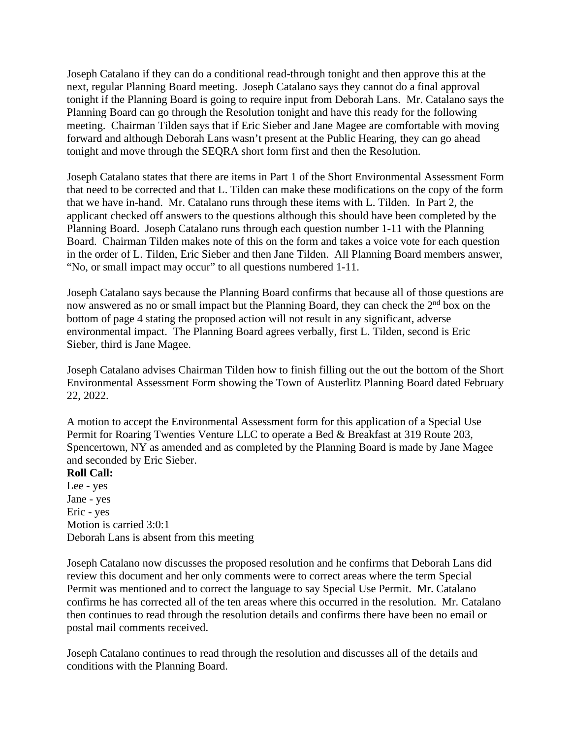Joseph Catalano if they can do a conditional read-through tonight and then approve this at the next, regular Planning Board meeting. Joseph Catalano says they cannot do a final approval tonight if the Planning Board is going to require input from Deborah Lans. Mr. Catalano says the Planning Board can go through the Resolution tonight and have this ready for the following meeting. Chairman Tilden says that if Eric Sieber and Jane Magee are comfortable with moving forward and although Deborah Lans wasn't present at the Public Hearing, they can go ahead tonight and move through the SEQRA short form first and then the Resolution.

Joseph Catalano states that there are items in Part 1 of the Short Environmental Assessment Form that need to be corrected and that L. Tilden can make these modifications on the copy of the form that we have in-hand. Mr. Catalano runs through these items with L. Tilden. In Part 2, the applicant checked off answers to the questions although this should have been completed by the Planning Board. Joseph Catalano runs through each question number 1-11 with the Planning Board. Chairman Tilden makes note of this on the form and takes a voice vote for each question in the order of L. Tilden, Eric Sieber and then Jane Tilden. All Planning Board members answer, "No, or small impact may occur" to all questions numbered 1-11.

Joseph Catalano says because the Planning Board confirms that because all of those questions are now answered as no or small impact but the Planning Board, they can check the 2nd box on the bottom of page 4 stating the proposed action will not result in any significant, adverse environmental impact. The Planning Board agrees verbally, first L. Tilden, second is Eric Sieber, third is Jane Magee.

Joseph Catalano advises Chairman Tilden how to finish filling out the out the bottom of the Short Environmental Assessment Form showing the Town of Austerlitz Planning Board dated February 22, 2022.

A motion to accept the Environmental Assessment form for this application of a Special Use Permit for Roaring Twenties Venture LLC to operate a Bed & Breakfast at 319 Route 203, Spencertown, NY as amended and as completed by the Planning Board is made by Jane Magee and seconded by Eric Sieber.

**Roll Call:**
Lee - yes
Jane - yes
Eric - yes
Motion is carried 3:0:1
Deborah Lans is absent from this meeting

Joseph Catalano now discusses the proposed resolution and he confirms that Deborah Lans did review this document and her only comments were to correct areas where the term Special Permit was mentioned and to correct the language to say Special Use Permit. Mr. Catalano confirms he has corrected all of the ten areas where this occurred in the resolution. Mr. Catalano then continues to read through the resolution details and confirms there have been no email or postal mail comments received.

Joseph Catalano continues to read through the resolution and discusses all of the details and conditions with the Planning Board.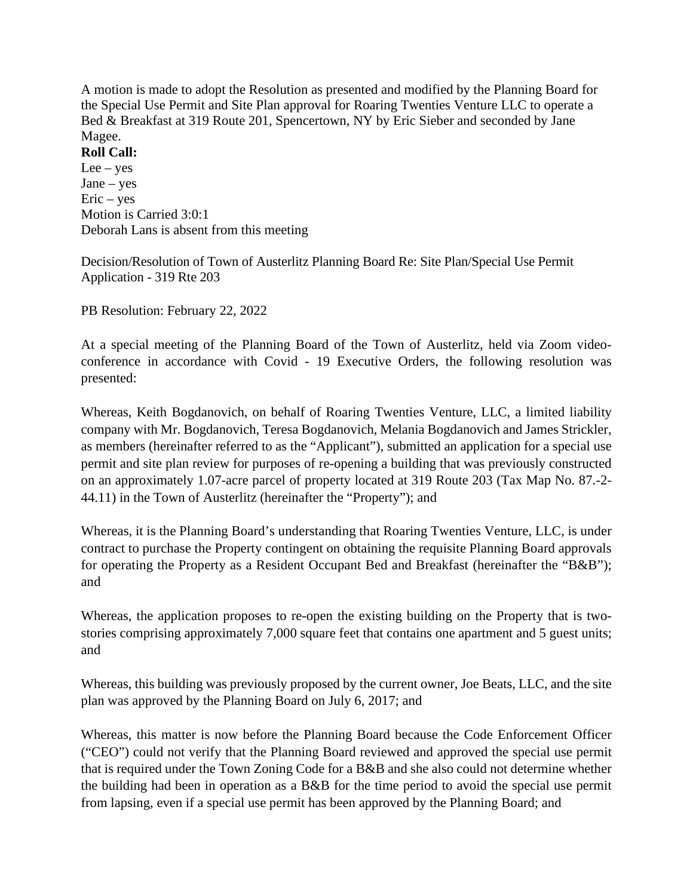A motion is made to adopt the Resolution as presented and modified by the Planning Board for the Special Use Permit and Site Plan approval for Roaring Twenties Venture LLC to operate a Bed & Breakfast at 319 Route 201, Spencertown, NY by Eric Sieber and seconded by Jane Magee.

**Roll Call:**
Lee – yes
Jane – yes
Eric – yes
Motion is Carried 3:0:1
Deborah Lans is absent from this meeting

Decision/Resolution of Town of Austerlitz Planning Board Re: Site Plan/Special Use Permit Application - 319 Rte 203

PB Resolution: February 22, 2022

At a special meeting of the Planning Board of the Town of Austerlitz, held via Zoom video-conference in accordance with Covid - 19 Executive Orders, the following resolution was presented:

Whereas, Keith Bogdanovich, on behalf of Roaring Twenties Venture, LLC, a limited liability company with Mr. Bogdanovich, Teresa Bogdanovich, Melania Bogdanovich and James Strickler, as members (hereinafter referred to as the "Applicant"), submitted an application for a special use permit and site plan review for purposes of re-opening a building that was previously constructed on an approximately 1.07-acre parcel of property located at 319 Route 203 (Tax Map No. 87.-2-44.11) in the Town of Austerlitz (hereinafter the "Property"); and

Whereas, it is the Planning Board's understanding that Roaring Twenties Venture, LLC, is under contract to purchase the Property contingent on obtaining the requisite Planning Board approvals for operating the Property as a Resident Occupant Bed and Breakfast (hereinafter the "B&B"); and

Whereas, the application proposes to re-open the existing building on the Property that is two-stories comprising approximately 7,000 square feet that contains one apartment and 5 guest units; and

Whereas, this building was previously proposed by the current owner, Joe Beats, LLC, and the site plan was approved by the Planning Board on July 6, 2017; and

Whereas, this matter is now before the Planning Board because the Code Enforcement Officer ("CEO") could not verify that the Planning Board reviewed and approved the special use permit that is required under the Town Zoning Code for a B&B and she also could not determine whether the building had been in operation as a B&B for the time period to avoid the special use permit from lapsing, even if a special use permit has been approved by the Planning Board; and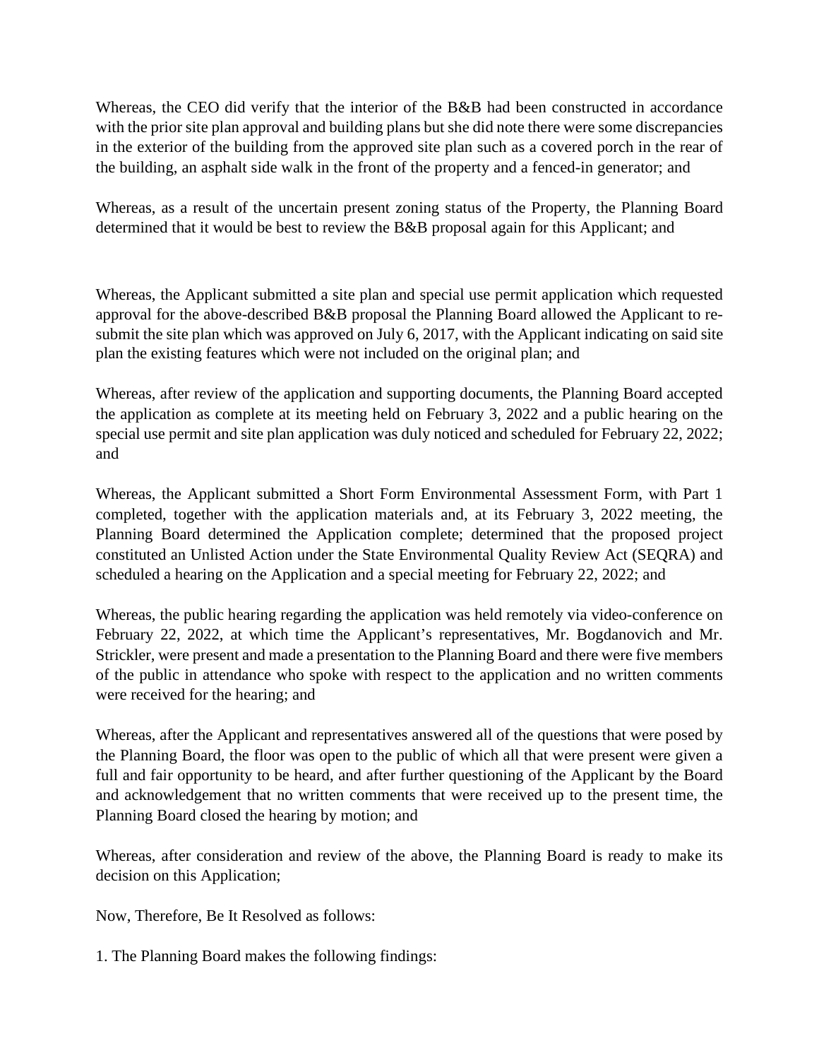Whereas, the CEO did verify that the interior of the B&B had been constructed in accordance with the prior site plan approval and building plans but she did note there were some discrepancies in the exterior of the building from the approved site plan such as a covered porch in the rear of the building, an asphalt side walk in the front of the property and a fenced-in generator; and

Whereas, as a result of the uncertain present zoning status of the Property, the Planning Board determined that it would be best to review the B&B proposal again for this Applicant; and

Whereas, the Applicant submitted a site plan and special use permit application which requested approval for the above-described B&B proposal the Planning Board allowed the Applicant to re-submit the site plan which was approved on July 6, 2017, with the Applicant indicating on said site plan the existing features which were not included on the original plan; and

Whereas, after review of the application and supporting documents, the Planning Board accepted the application as complete at its meeting held on February 3, 2022 and a public hearing on the special use permit and site plan application was duly noticed and scheduled for February 22, 2022; and

Whereas, the Applicant submitted a Short Form Environmental Assessment Form, with Part 1 completed, together with the application materials and, at its February 3, 2022 meeting, the Planning Board determined the Application complete; determined that the proposed project constituted an Unlisted Action under the State Environmental Quality Review Act (SEQRA) and scheduled a hearing on the Application and a special meeting for February 22, 2022; and

Whereas, the public hearing regarding the application was held remotely via video-conference on February 22, 2022, at which time the Applicant's representatives, Mr. Bogdanovich and Mr. Strickler, were present and made a presentation to the Planning Board and there were five members of the public in attendance who spoke with respect to the application and no written comments were received for the hearing; and

Whereas, after the Applicant and representatives answered all of the questions that were posed by the Planning Board, the floor was open to the public of which all that were present were given a full and fair opportunity to be heard, and after further questioning of the Applicant by the Board and acknowledgement that no written comments that were received up to the present time, the Planning Board closed the hearing by motion; and

Whereas, after consideration and review of the above, the Planning Board is ready to make its decision on this Application;

Now, Therefore, Be It Resolved as follows:

1. The Planning Board makes the following findings: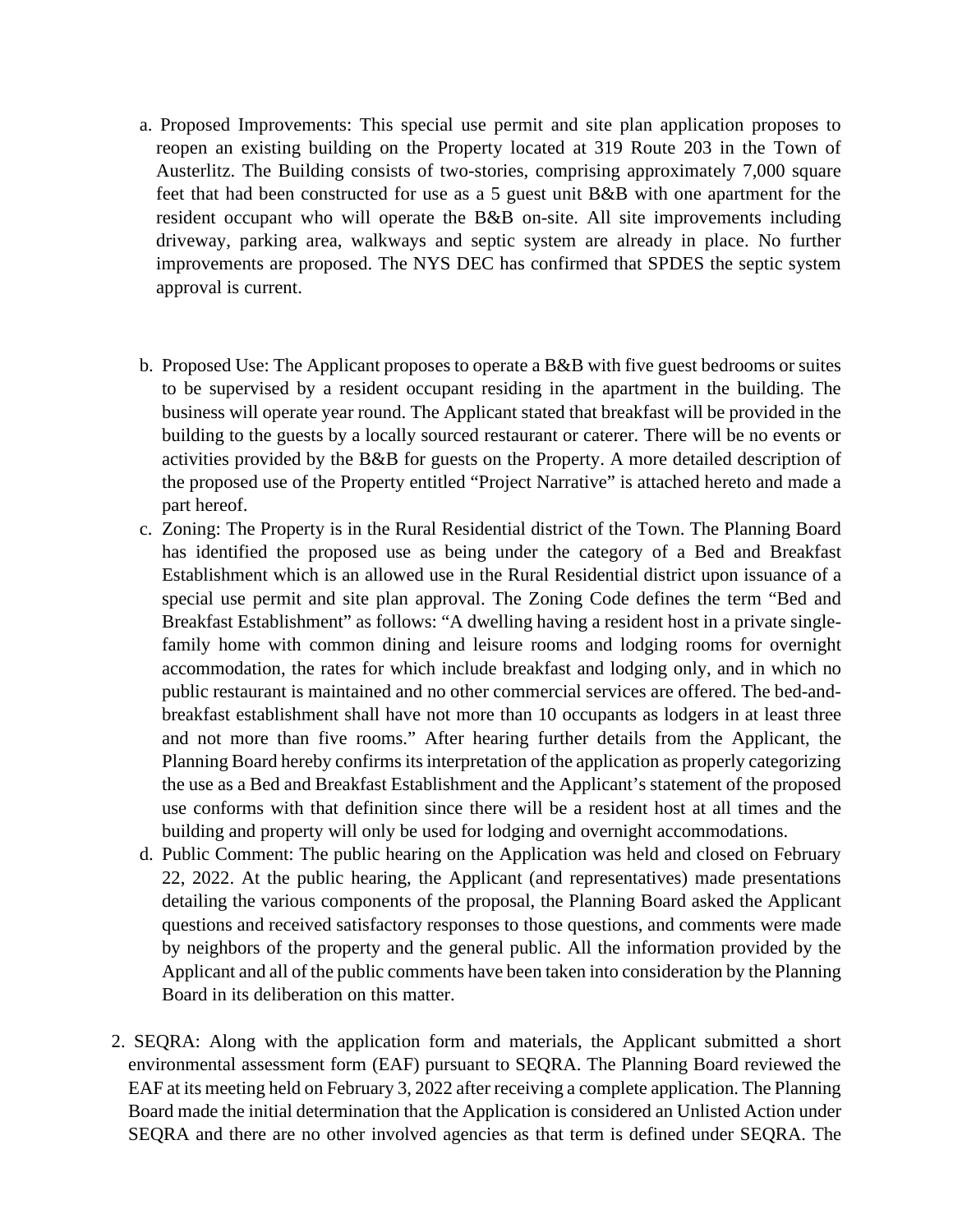a. Proposed Improvements: This special use permit and site plan application proposes to reopen an existing building on the Property located at 319 Route 203 in the Town of Austerlitz. The Building consists of two-stories, comprising approximately 7,000 square feet that had been constructed for use as a 5 guest unit B&B with one apartment for the resident occupant who will operate the B&B on-site. All site improvements including driveway, parking area, walkways and septic system are already in place. No further improvements are proposed. The NYS DEC has confirmed that SPDES the septic system approval is current.

b. Proposed Use: The Applicant proposes to operate a B&B with five guest bedrooms or suites to be supervised by a resident occupant residing in the apartment in the building. The business will operate year round. The Applicant stated that breakfast will be provided in the building to the guests by a locally sourced restaurant or caterer. There will be no events or activities provided by the B&B for guests on the Property. A more detailed description of the proposed use of the Property entitled "Project Narrative" is attached hereto and made a part hereof.

c. Zoning: The Property is in the Rural Residential district of the Town. The Planning Board has identified the proposed use as being under the category of a Bed and Breakfast Establishment which is an allowed use in the Rural Residential district upon issuance of a special use permit and site plan approval. The Zoning Code defines the term "Bed and Breakfast Establishment" as follows: "A dwelling having a resident host in a private single-family home with common dining and leisure rooms and lodging rooms for overnight accommodation, the rates for which include breakfast and lodging only, and in which no public restaurant is maintained and no other commercial services are offered. The bed-and-breakfast establishment shall have not more than 10 occupants as lodgers in at least three and not more than five rooms." After hearing further details from the Applicant, the Planning Board hereby confirms its interpretation of the application as properly categorizing the use as a Bed and Breakfast Establishment and the Applicant's statement of the proposed use conforms with that definition since there will be a resident host at all times and the building and property will only be used for lodging and overnight accommodations.

d. Public Comment: The public hearing on the Application was held and closed on February 22, 2022. At the public hearing, the Applicant (and representatives) made presentations detailing the various components of the proposal, the Planning Board asked the Applicant questions and received satisfactory responses to those questions, and comments were made by neighbors of the property and the general public. All the information provided by the Applicant and all of the public comments have been taken into consideration by the Planning Board in its deliberation on this matter.

2. SEQRA: Along with the application form and materials, the Applicant submitted a short environmental assessment form (EAF) pursuant to SEQRA. The Planning Board reviewed the EAF at its meeting held on February 3, 2022 after receiving a complete application. The Planning Board made the initial determination that the Application is considered an Unlisted Action under SEQRA and there are no other involved agencies as that term is defined under SEQRA. The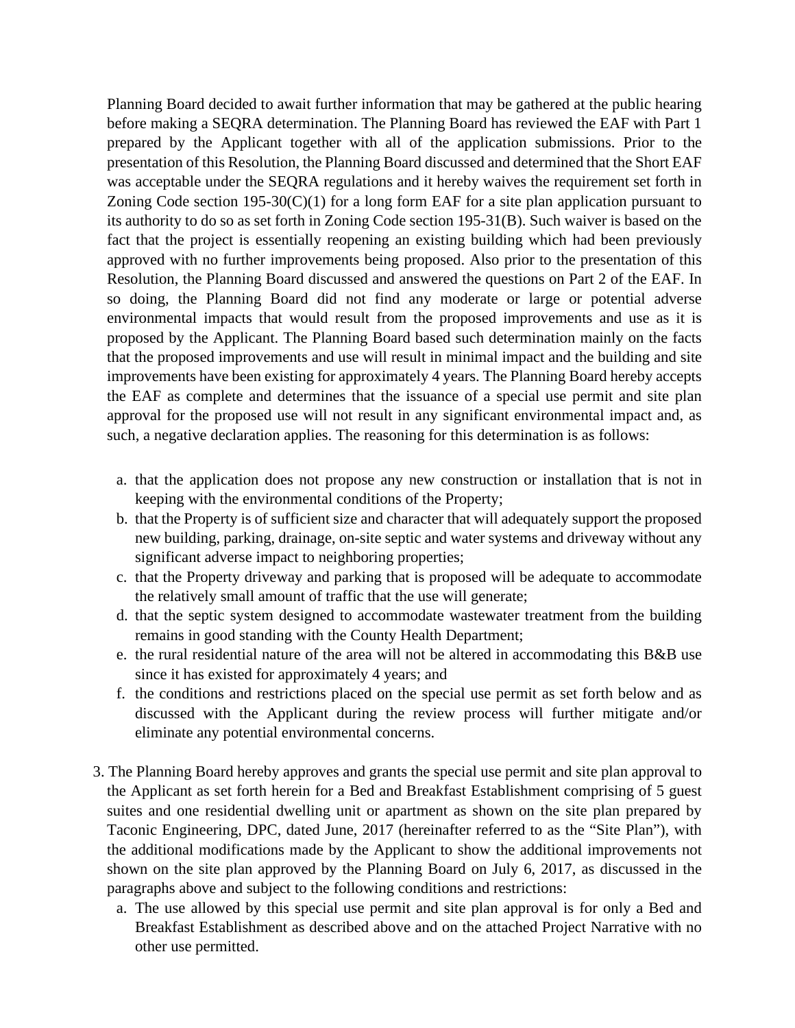Planning Board decided to await further information that may be gathered at the public hearing before making a SEQRA determination. The Planning Board has reviewed the EAF with Part 1 prepared by the Applicant together with all of the application submissions. Prior to the presentation of this Resolution, the Planning Board discussed and determined that the Short EAF was acceptable under the SEQRA regulations and it hereby waives the requirement set forth in Zoning Code section 195-30(C)(1) for a long form EAF for a site plan application pursuant to its authority to do so as set forth in Zoning Code section 195-31(B). Such waiver is based on the fact that the project is essentially reopening an existing building which had been previously approved with no further improvements being proposed. Also prior to the presentation of this Resolution, the Planning Board discussed and answered the questions on Part 2 of the EAF. In so doing, the Planning Board did not find any moderate or large or potential adverse environmental impacts that would result from the proposed improvements and use as it is proposed by the Applicant. The Planning Board based such determination mainly on the facts that the proposed improvements and use will result in minimal impact and the building and site improvements have been existing for approximately 4 years. The Planning Board hereby accepts the EAF as complete and determines that the issuance of a special use permit and site plan approval for the proposed use will not result in any significant environmental impact and, as such, a negative declaration applies. The reasoning for this determination is as follows:

a. that the application does not propose any new construction or installation that is not in keeping with the environmental conditions of the Property;
b. that the Property is of sufficient size and character that will adequately support the proposed new building, parking, drainage, on-site septic and water systems and driveway without any significant adverse impact to neighboring properties;
c. that the Property driveway and parking that is proposed will be adequate to accommodate the relatively small amount of traffic that the use will generate;
d. that the septic system designed to accommodate wastewater treatment from the building remains in good standing with the County Health Department;
e. the rural residential nature of the area will not be altered in accommodating this B&B use since it has existed for approximately 4 years; and
f. the conditions and restrictions placed on the special use permit as set forth below and as discussed with the Applicant during the review process will further mitigate and/or eliminate any potential environmental concerns.

3. The Planning Board hereby approves and grants the special use permit and site plan approval to the Applicant as set forth herein for a Bed and Breakfast Establishment comprising of 5 guest suites and one residential dwelling unit or apartment as shown on the site plan prepared by Taconic Engineering, DPC, dated June, 2017 (hereinafter referred to as the "Site Plan"), with the additional modifications made by the Applicant to show the additional improvements not shown on the site plan approved by the Planning Board on July 6, 2017, as discussed in the paragraphs above and subject to the following conditions and restrictions:
   a. The use allowed by this special use permit and site plan approval is for only a Bed and Breakfast Establishment as described above and on the attached Project Narrative with no other use permitted.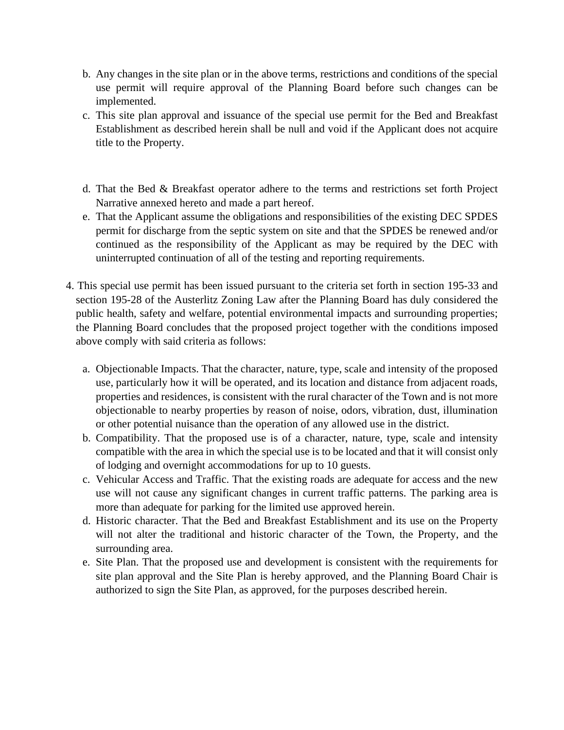b. Any changes in the site plan or in the above terms, restrictions and conditions of the special use permit will require approval of the Planning Board before such changes can be implemented.

c. This site plan approval and issuance of the special use permit for the Bed and Breakfast Establishment as described herein shall be null and void if the Applicant does not acquire title to the Property.

d. That the Bed & Breakfast operator adhere to the terms and restrictions set forth Project Narrative annexed hereto and made a part hereof.

e. That the Applicant assume the obligations and responsibilities of the existing DEC SPDES permit for discharge from the septic system on site and that the SPDES be renewed and/or continued as the responsibility of the Applicant as may be required by the DEC with uninterrupted continuation of all of the testing and reporting requirements.

4. This special use permit has been issued pursuant to the criteria set forth in section 195-33 and section 195-28 of the Austerlitz Zoning Law after the Planning Board has duly considered the public health, safety and welfare, potential environmental impacts and surrounding properties; the Planning Board concludes that the proposed project together with the conditions imposed above comply with said criteria as follows:

   a. Objectionable Impacts. That the character, nature, type, scale and intensity of the proposed use, particularly how it will be operated, and its location and distance from adjacent roads, properties and residences, is consistent with the rural character of the Town and is not more objectionable to nearby properties by reason of noise, odors, vibration, dust, illumination or other potential nuisance than the operation of any allowed use in the district.

   b. Compatibility. That the proposed use is of a character, nature, type, scale and intensity compatible with the area in which the special use is to be located and that it will consist only of lodging and overnight accommodations for up to 10 guests.

   c. Vehicular Access and Traffic. That the existing roads are adequate for access and the new use will not cause any significant changes in current traffic patterns. The parking area is more than adequate for parking for the limited use approved herein.

   d. Historic character. That the Bed and Breakfast Establishment and its use on the Property will not alter the traditional and historic character of the Town, the Property, and the surrounding area.

   e. Site Plan. That the proposed use and development is consistent with the requirements for site plan approval and the Site Plan is hereby approved, and the Planning Board Chair is authorized to sign the Site Plan, as approved, for the purposes described herein.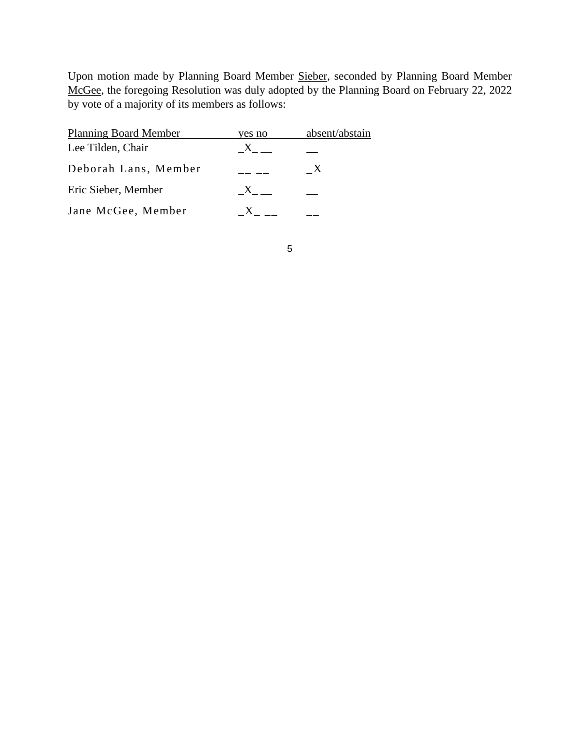Upon motion made by Planning Board Member Sieber, seconded by Planning Board Member McGee, the foregoing Resolution was duly adopted by the Planning Board on February 22, 2022 by vote of a majority of its members as follows:

| Planning Board Member | yes | no | absent/abstain |
|---|---|---|---|
| Lee Tilden, Chair | X | | |
| Deborah Lans, Member | | | X |
| Eric Sieber, Member | X | | |
| Jane McGee, Member | X | | |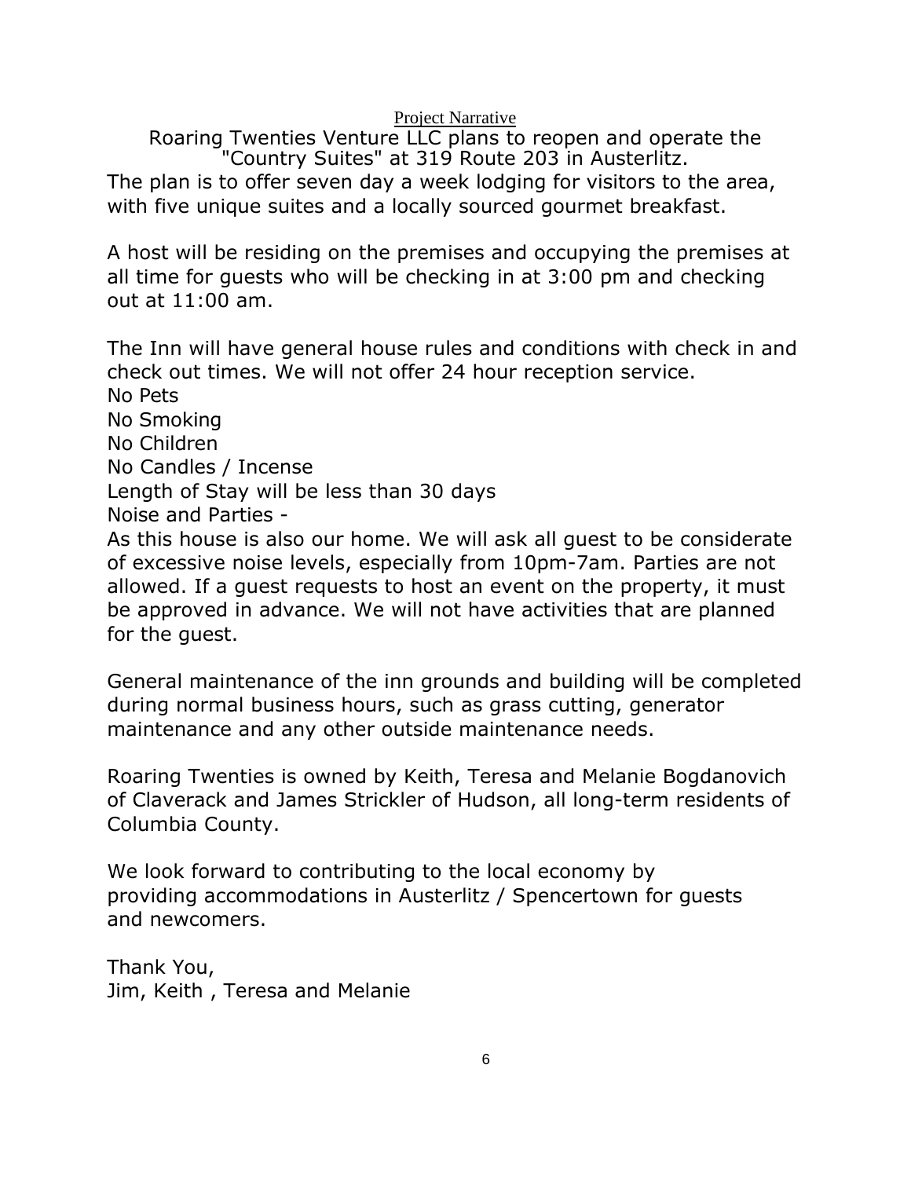# Project Narrative

Roaring Twenties Venture LLC plans to reopen and operate the "Country Suites" at 319 Route 203 in Austerlitz.

The plan is to offer seven day a week lodging for visitors to the area, with five unique suites and a locally sourced gourmet breakfast.

A host will be residing on the premises and occupying the premises at all time for guests who will be checking in at 3:00 pm and checking out at 11:00 am.

The Inn will have general house rules and conditions with check in and check out times. We will not offer 24 hour reception service.

No Pets
No Smoking
No Children
No Candles / Incense
Length of Stay will be less than 30 days
Noise and Parties -

As this house is also our home. We will ask all guest to be considerate of excessive noise levels, especially from 10pm-7am. Parties are not allowed. If a guest requests to host an event on the property, it must be approved in advance. We will not have activities that are planned for the guest.

General maintenance of the inn grounds and building will be completed during normal business hours, such as grass cutting, generator maintenance and any other outside maintenance needs.

Roaring Twenties is owned by Keith, Teresa and Melanie Bogdanovich of Claverack and James Strickler of Hudson, all long-term residents of Columbia County.

We look forward to contributing to the local economy by providing accommodations in Austerlitz / Spencertown for guests and newcomers.

Thank You,
Jim, Keith , Teresa and Melanie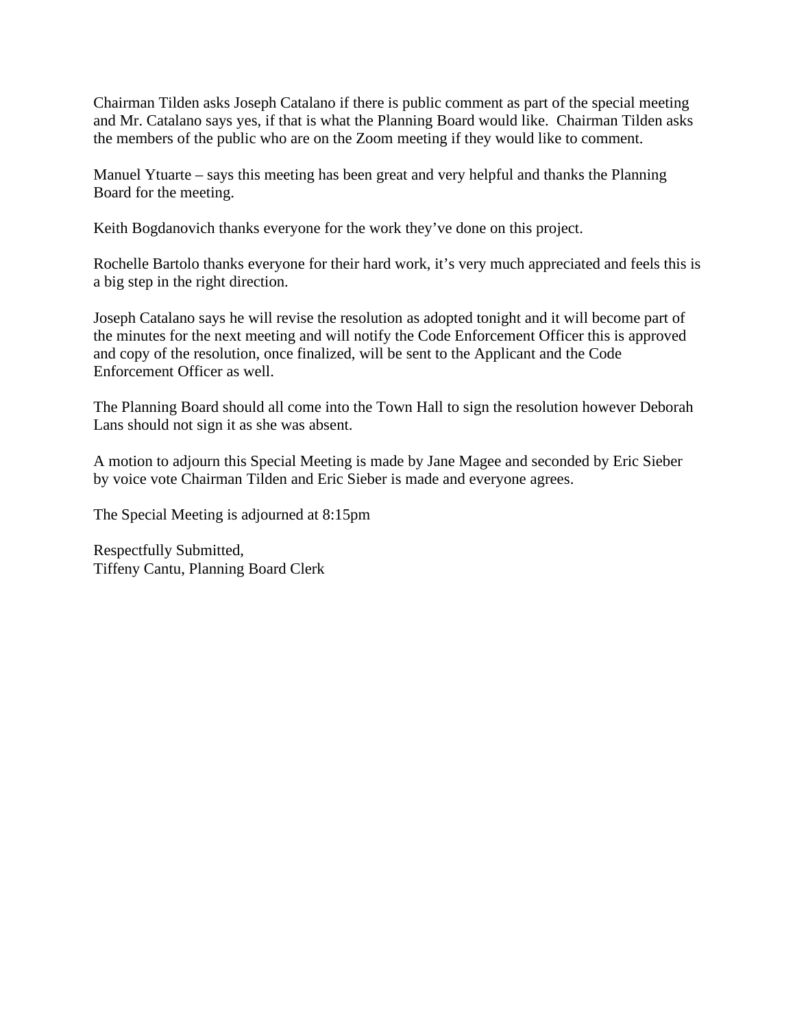Chairman Tilden asks Joseph Catalano if there is public comment as part of the special meeting and Mr. Catalano says yes, if that is what the Planning Board would like.  Chairman Tilden asks the members of the public who are on the Zoom meeting if they would like to comment.

Manuel Ytuarte – says this meeting has been great and very helpful and thanks the Planning Board for the meeting.

Keith Bogdanovich thanks everyone for the work they've done on this project.

Rochelle Bartolo thanks everyone for their hard work, it's very much appreciated and feels this is a big step in the right direction.

Joseph Catalano says he will revise the resolution as adopted tonight and it will become part of the minutes for the next meeting and will notify the Code Enforcement Officer this is approved and copy of the resolution, once finalized, will be sent to the Applicant and the Code Enforcement Officer as well.

The Planning Board should all come into the Town Hall to sign the resolution however Deborah Lans should not sign it as she was absent.

A motion to adjourn this Special Meeting is made by Jane Magee and seconded by Eric Sieber by voice vote Chairman Tilden and Eric Sieber is made and everyone agrees.

The Special Meeting is adjourned at 8:15pm

Respectfully Submitted,
Tiffeny Cantu, Planning Board Clerk